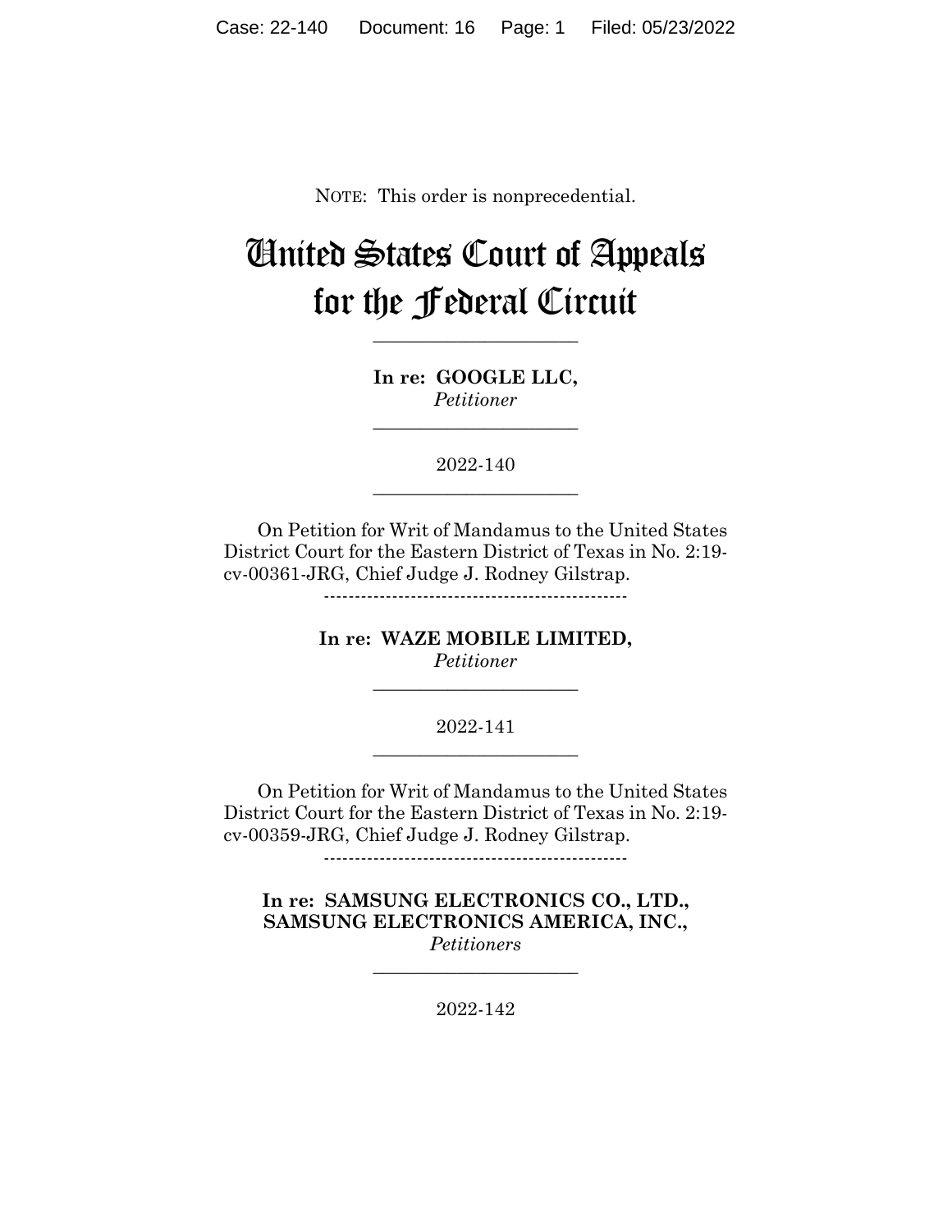NOTE: This order is nonprecedential.

# United States Court of Appeals for the Federal Circuit

---

**In re: GOOGLE LLC,**
*Petitioner*

---

2022-140

---

On Petition for Writ of Mandamus to the United States District Court for the Eastern District of Texas in No. 2:19-cv-00361-JRG, Chief Judge J. Rodney Gilstrap.

-------------------------------------------------

**In re: WAZE MOBILE LIMITED,**
*Petitioner*

---

2022-141

---

On Petition for Writ of Mandamus to the United States District Court for the Eastern District of Texas in No. 2:19-cv-00359-JRG, Chief Judge J. Rodney Gilstrap.

-------------------------------------------------

**In re: SAMSUNG ELECTRONICS CO., LTD., SAMSUNG ELECTRONICS AMERICA, INC.,**
*Petitioners*

---

2022-142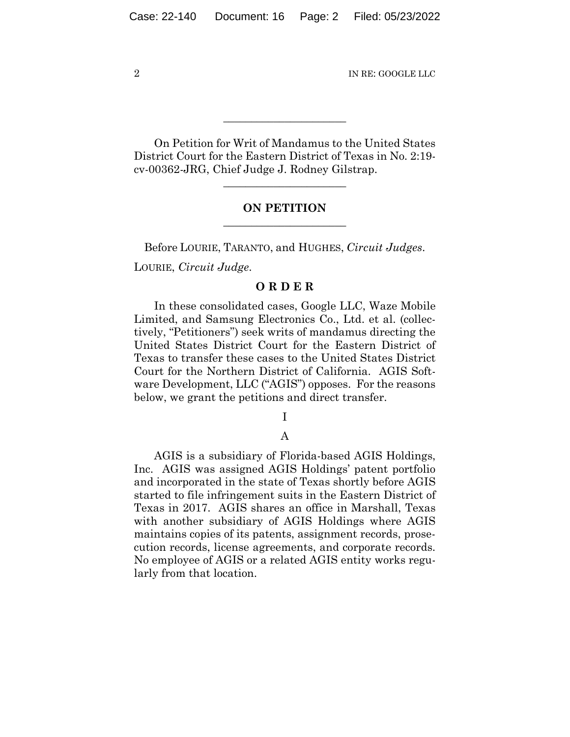---

On Petition for Writ of Mandamus to the United States District Court for the Eastern District of Texas in No. 2:19-cv-00362-JRG, Chief Judge J. Rodney Gilstrap.

---

**ON PETITION**

---

Before LOURIE, TARANTO, and HUGHES, *Circuit Judges*.

LOURIE, *Circuit Judge*.

**O R D E R**

In these consolidated cases, Google LLC, Waze Mobile Limited, and Samsung Electronics Co., Ltd. et al. (collectively, "Petitioners") seek writs of mandamus directing the United States District Court for the Eastern District of Texas to transfer these cases to the United States District Court for the Northern District of California. AGIS Software Development, LLC ("AGIS") opposes. For the reasons below, we grant the petitions and direct transfer.

I

A

AGIS is a subsidiary of Florida-based AGIS Holdings, Inc. AGIS was assigned AGIS Holdings' patent portfolio and incorporated in the state of Texas shortly before AGIS started to file infringement suits in the Eastern District of Texas in 2017. AGIS shares an office in Marshall, Texas with another subsidiary of AGIS Holdings where AGIS maintains copies of its patents, assignment records, prosecution records, license agreements, and corporate records. No employee of AGIS or a related AGIS entity works regularly from that location.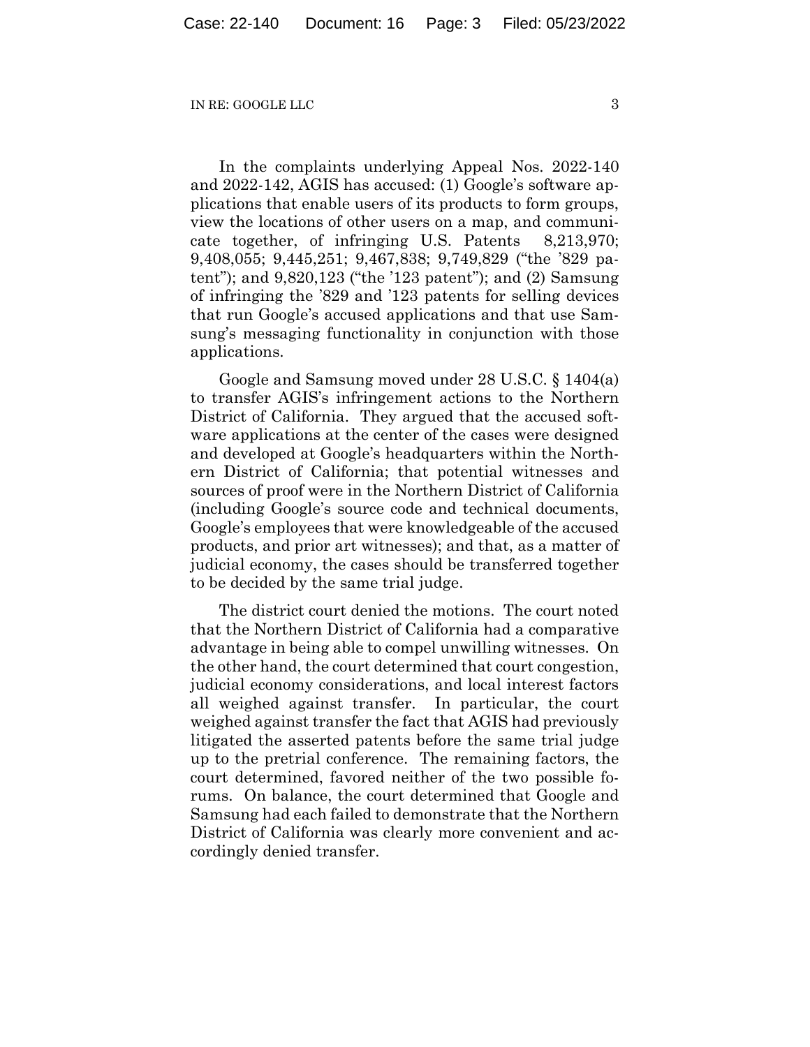In the complaints underlying Appeal Nos. 2022-140 and 2022-142, AGIS has accused: (1) Google's software applications that enable users of its products to form groups, view the locations of other users on a map, and communicate together, of infringing U.S. Patents 8,213,970; 9,408,055; 9,445,251; 9,467,838; 9,749,829 ("the '829 patent"); and 9,820,123 ("the '123 patent"); and (2) Samsung of infringing the '829 and '123 patents for selling devices that run Google's accused applications and that use Samsung's messaging functionality in conjunction with those applications.

Google and Samsung moved under 28 U.S.C. § 1404(a) to transfer AGIS's infringement actions to the Northern District of California. They argued that the accused software applications at the center of the cases were designed and developed at Google's headquarters within the Northern District of California; that potential witnesses and sources of proof were in the Northern District of California (including Google's source code and technical documents, Google's employees that were knowledgeable of the accused products, and prior art witnesses); and that, as a matter of judicial economy, the cases should be transferred together to be decided by the same trial judge.

The district court denied the motions. The court noted that the Northern District of California had a comparative advantage in being able to compel unwilling witnesses. On the other hand, the court determined that court congestion, judicial economy considerations, and local interest factors all weighed against transfer. In particular, the court weighed against transfer the fact that AGIS had previously litigated the asserted patents before the same trial judge up to the pretrial conference. The remaining factors, the court determined, favored neither of the two possible forums. On balance, the court determined that Google and Samsung had each failed to demonstrate that the Northern District of California was clearly more convenient and accordingly denied transfer.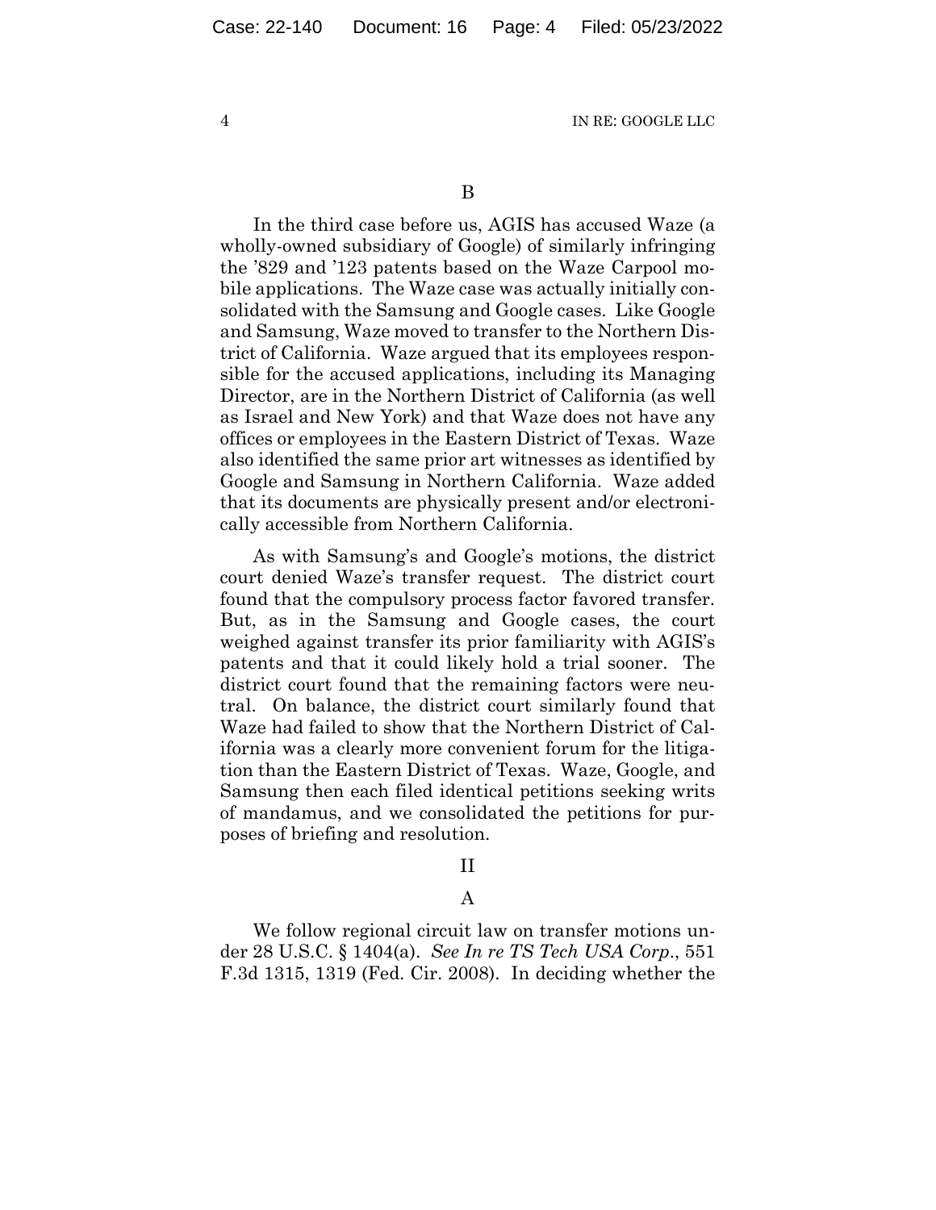B

In the third case before us, AGIS has accused Waze (a wholly-owned subsidiary of Google) of similarly infringing the '829 and '123 patents based on the Waze Carpool mobile applications. The Waze case was actually initially consolidated with the Samsung and Google cases. Like Google and Samsung, Waze moved to transfer to the Northern District of California. Waze argued that its employees responsible for the accused applications, including its Managing Director, are in the Northern District of California (as well as Israel and New York) and that Waze does not have any offices or employees in the Eastern District of Texas. Waze also identified the same prior art witnesses as identified by Google and Samsung in Northern California. Waze added that its documents are physically present and/or electronically accessible from Northern California.

As with Samsung's and Google's motions, the district court denied Waze's transfer request. The district court found that the compulsory process factor favored transfer. But, as in the Samsung and Google cases, the court weighed against transfer its prior familiarity with AGIS's patents and that it could likely hold a trial sooner. The district court found that the remaining factors were neutral. On balance, the district court similarly found that Waze had failed to show that the Northern District of California was a clearly more convenient forum for the litigation than the Eastern District of Texas. Waze, Google, and Samsung then each filed identical petitions seeking writs of mandamus, and we consolidated the petitions for purposes of briefing and resolution.

II

A

We follow regional circuit law on transfer motions under 28 U.S.C. § 1404(a). *See In re TS Tech USA Corp.*, 551 F.3d 1315, 1319 (Fed. Cir. 2008). In deciding whether the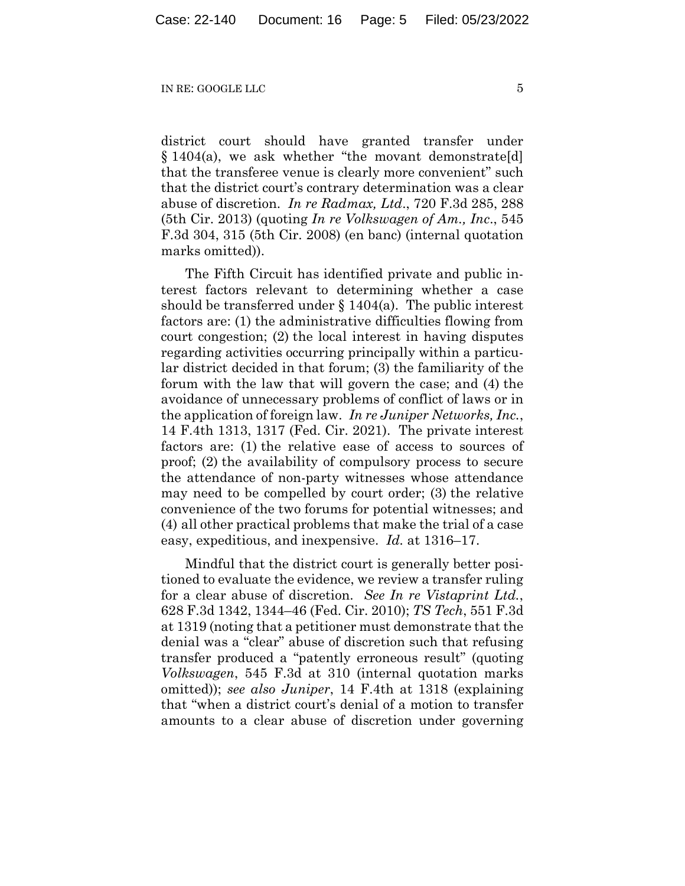district court should have granted transfer under § 1404(a), we ask whether "the movant demonstrate[d] that the transferee venue is clearly more convenient" such that the district court's contrary determination was a clear abuse of discretion. *In re Radmax, Ltd*., 720 F.3d 285, 288 (5th Cir. 2013) (quoting *In re Volkswagen of Am., Inc*., 545 F.3d 304, 315 (5th Cir. 2008) (en banc) (internal quotation marks omitted)).

The Fifth Circuit has identified private and public interest factors relevant to determining whether a case should be transferred under § 1404(a). The public interest factors are: (1) the administrative difficulties flowing from court congestion; (2) the local interest in having disputes regarding activities occurring principally within a particular district decided in that forum; (3) the familiarity of the forum with the law that will govern the case; and (4) the avoidance of unnecessary problems of conflict of laws or in the application of foreign law. *In re Juniper Networks, Inc.*, 14 F.4th 1313, 1317 (Fed. Cir. 2021). The private interest factors are: (1) the relative ease of access to sources of proof; (2) the availability of compulsory process to secure the attendance of non-party witnesses whose attendance may need to be compelled by court order; (3) the relative convenience of the two forums for potential witnesses; and (4) all other practical problems that make the trial of a case easy, expeditious, and inexpensive. *Id.* at 1316–17.

Mindful that the district court is generally better positioned to evaluate the evidence, we review a transfer ruling for a clear abuse of discretion. *See In re Vistaprint Ltd.*, 628 F.3d 1342, 1344–46 (Fed. Cir. 2010); *TS Tech*, 551 F.3d at 1319 (noting that a petitioner must demonstrate that the denial was a "clear" abuse of discretion such that refusing transfer produced a "patently erroneous result" (quoting *Volkswagen*, 545 F.3d at 310 (internal quotation marks omitted)); *see also Juniper*, 14 F.4th at 1318 (explaining that "when a district court's denial of a motion to transfer amounts to a clear abuse of discretion under governing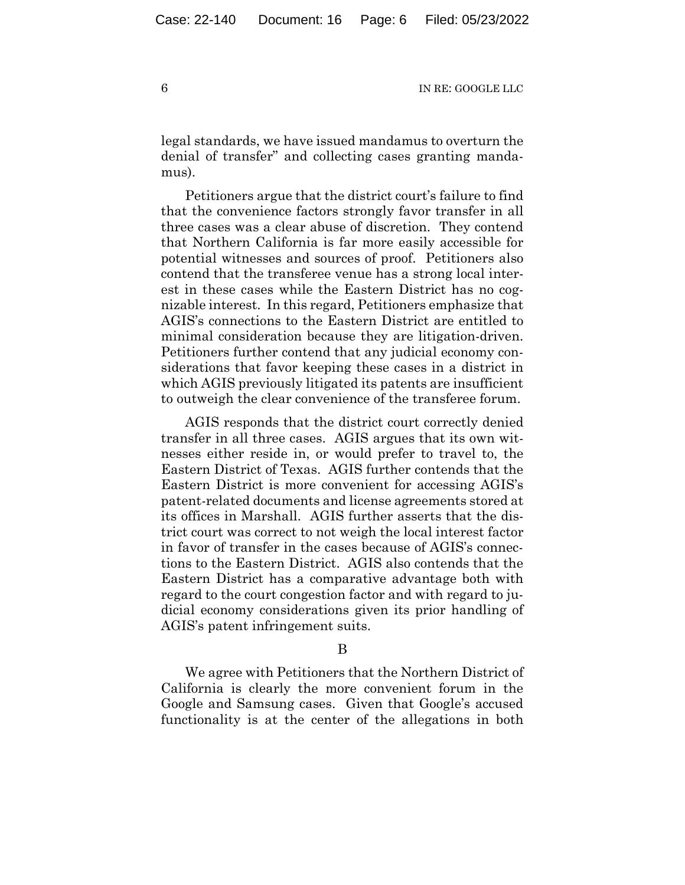legal standards, we have issued mandamus to overturn the denial of transfer" and collecting cases granting mandamus).

Petitioners argue that the district court's failure to find that the convenience factors strongly favor transfer in all three cases was a clear abuse of discretion. They contend that Northern California is far more easily accessible for potential witnesses and sources of proof. Petitioners also contend that the transferee venue has a strong local interest in these cases while the Eastern District has no cognizable interest. In this regard, Petitioners emphasize that AGIS's connections to the Eastern District are entitled to minimal consideration because they are litigation-driven. Petitioners further contend that any judicial economy considerations that favor keeping these cases in a district in which AGIS previously litigated its patents are insufficient to outweigh the clear convenience of the transferee forum.

AGIS responds that the district court correctly denied transfer in all three cases. AGIS argues that its own witnesses either reside in, or would prefer to travel to, the Eastern District of Texas. AGIS further contends that the Eastern District is more convenient for accessing AGIS's patent-related documents and license agreements stored at its offices in Marshall. AGIS further asserts that the district court was correct to not weigh the local interest factor in favor of transfer in the cases because of AGIS's connections to the Eastern District. AGIS also contends that the Eastern District has a comparative advantage both with regard to the court congestion factor and with regard to judicial economy considerations given its prior handling of AGIS's patent infringement suits.

B

We agree with Petitioners that the Northern District of California is clearly the more convenient forum in the Google and Samsung cases. Given that Google's accused functionality is at the center of the allegations in both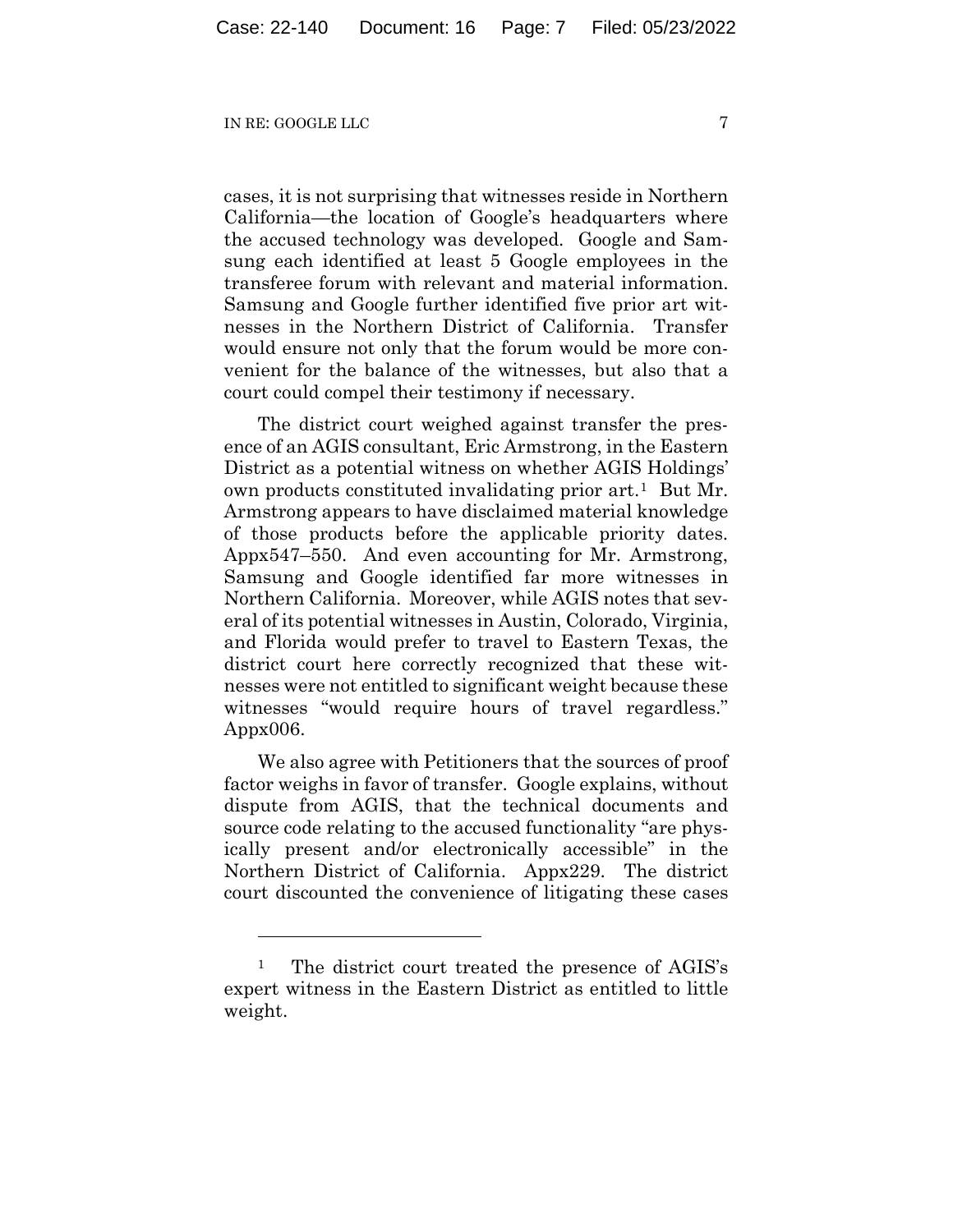cases, it is not surprising that witnesses reside in Northern California—the location of Google's headquarters where the accused technology was developed. Google and Samsung each identified at least 5 Google employees in the transferee forum with relevant and material information. Samsung and Google further identified five prior art witnesses in the Northern District of California. Transfer would ensure not only that the forum would be more convenient for the balance of the witnesses, but also that a court could compel their testimony if necessary.

The district court weighed against transfer the presence of an AGIS consultant, Eric Armstrong, in the Eastern District as a potential witness on whether AGIS Holdings' own products constituted invalidating prior art.[1] But Mr. Armstrong appears to have disclaimed material knowledge of those products before the applicable priority dates. Appx547–550. And even accounting for Mr. Armstrong, Samsung and Google identified far more witnesses in Northern California. Moreover, while AGIS notes that several of its potential witnesses in Austin, Colorado, Virginia, and Florida would prefer to travel to Eastern Texas, the district court here correctly recognized that these witnesses were not entitled to significant weight because these witnesses "would require hours of travel regardless." Appx006.

We also agree with Petitioners that the sources of proof factor weighs in favor of transfer. Google explains, without dispute from AGIS, that the technical documents and source code relating to the accused functionality "are physically present and/or electronically accessible" in the Northern District of California. Appx229. The district court discounted the convenience of litigating these cases

---

[1] The district court treated the presence of AGIS's expert witness in the Eastern District as entitled to little weight.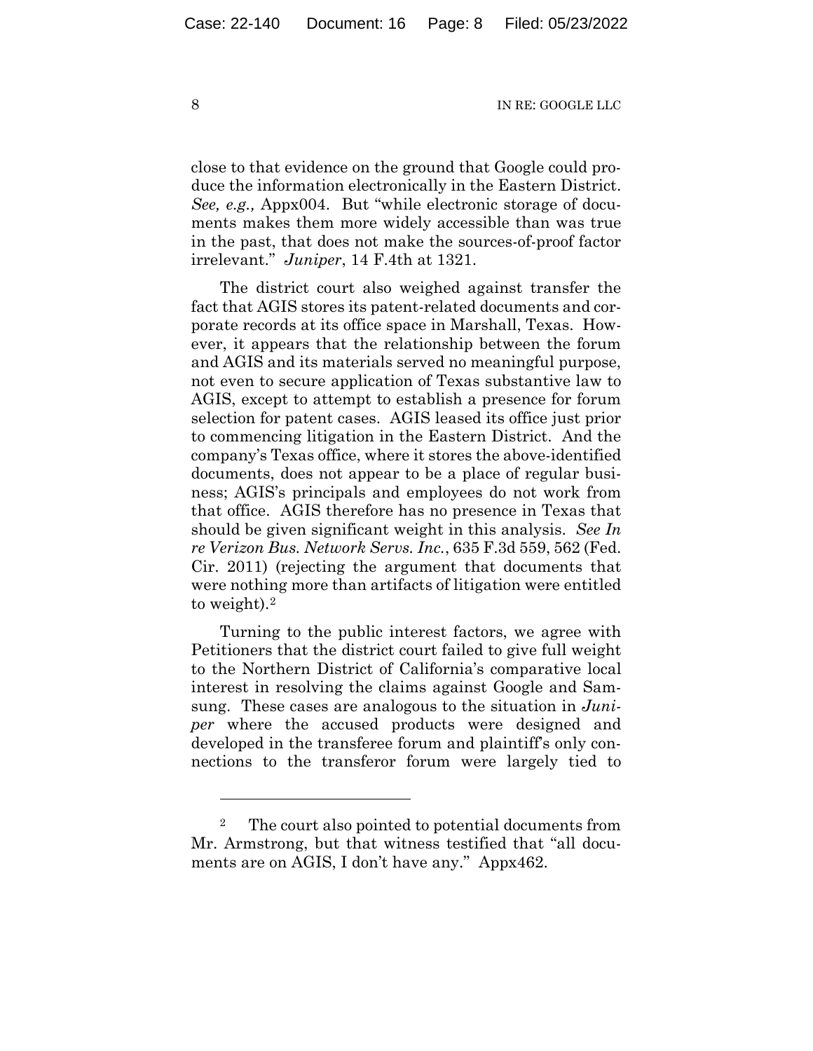close to that evidence on the ground that Google could produce the information electronically in the Eastern District. *See, e.g.,* Appx004. But "while electronic storage of documents makes them more widely accessible than was true in the past, that does not make the sources-of-proof factor irrelevant." *Juniper*, 14 F.4th at 1321.

The district court also weighed against transfer the fact that AGIS stores its patent-related documents and corporate records at its office space in Marshall, Texas. However, it appears that the relationship between the forum and AGIS and its materials served no meaningful purpose, not even to secure application of Texas substantive law to AGIS, except to attempt to establish a presence for forum selection for patent cases. AGIS leased its office just prior to commencing litigation in the Eastern District. And the company's Texas office, where it stores the above-identified documents, does not appear to be a place of regular business; AGIS's principals and employees do not work from that office. AGIS therefore has no presence in Texas that should be given significant weight in this analysis. *See In re Verizon Bus. Network Servs. Inc.*, 635 F.3d 559, 562 (Fed. Cir. 2011) (rejecting the argument that documents that were nothing more than artifacts of litigation were entitled to weight).[2]

Turning to the public interest factors, we agree with Petitioners that the district court failed to give full weight to the Northern District of California's comparative local interest in resolving the claims against Google and Samsung. These cases are analogous to the situation in *Juniper* where the accused products were designed and developed in the transferee forum and plaintiff's only connections to the transferor forum were largely tied to

[2] The court also pointed to potential documents from Mr. Armstrong, but that witness testified that "all documents are on AGIS, I don't have any." Appx462.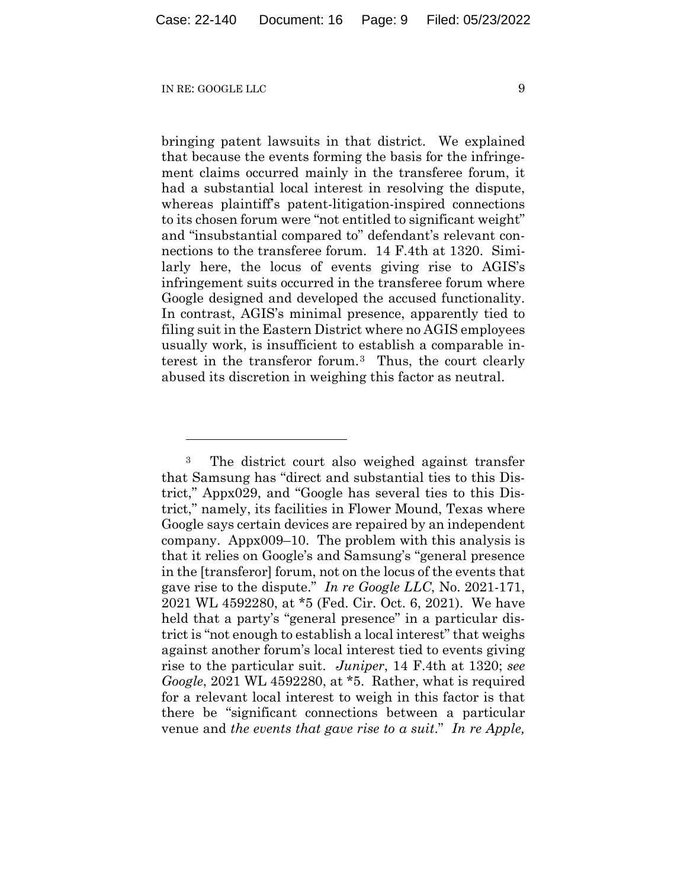bringing patent lawsuits in that district. We explained that because the events forming the basis for the infringement claims occurred mainly in the transferee forum, it had a substantial local interest in resolving the dispute, whereas plaintiff's patent-litigation-inspired connections to its chosen forum were "not entitled to significant weight" and "insubstantial compared to" defendant's relevant connections to the transferee forum. 14 F.4th at 1320. Similarly here, the locus of events giving rise to AGIS's infringement suits occurred in the transferee forum where Google designed and developed the accused functionality. In contrast, AGIS's minimal presence, apparently tied to filing suit in the Eastern District where no AGIS employees usually work, is insufficient to establish a comparable interest in the transferor forum.[3] Thus, the court clearly abused its discretion in weighing this factor as neutral.

---

[3] The district court also weighed against transfer that Samsung has "direct and substantial ties to this District," Appx029, and "Google has several ties to this District," namely, its facilities in Flower Mound, Texas where Google says certain devices are repaired by an independent company. Appx009–10. The problem with this analysis is that it relies on Google's and Samsung's "general presence in the [transferor] forum, not on the locus of the events that gave rise to the dispute." *In re Google LLC*, No. 2021-171, 2021 WL 4592280, at *5 (Fed. Cir. Oct. 6, 2021). We have held that a party's "general presence" in a particular district is "not enough to establish a local interest" that weighs against another forum's local interest tied to events giving rise to the particular suit. *Juniper*, 14 F.4th at 1320; *see Google*, 2021 WL 4592280, at *5. Rather, what is required for a relevant local interest to weigh in this factor is that there be "significant connections between a particular venue and *the events that gave rise to a suit*." *In re Apple,*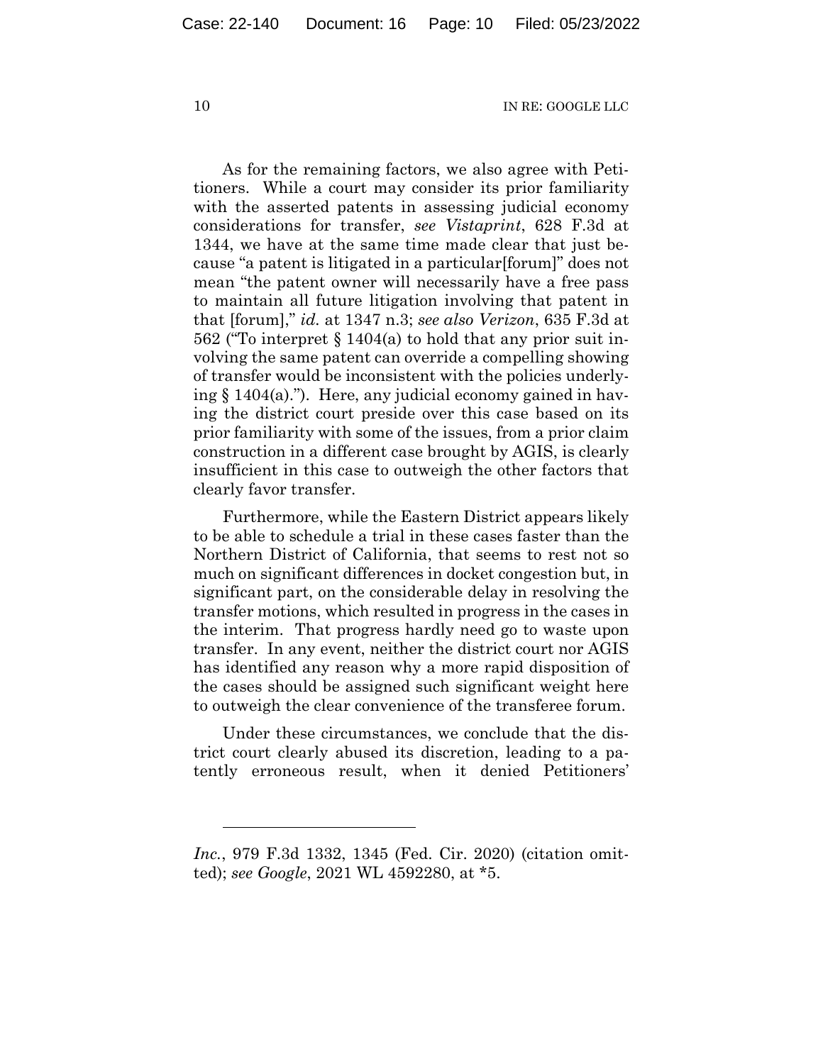As for the remaining factors, we also agree with Petitioners. While a court may consider its prior familiarity with the asserted patents in assessing judicial economy considerations for transfer, *see Vistaprint*, 628 F.3d at 1344, we have at the same time made clear that just because "a patent is litigated in a particular[forum]" does not mean "the patent owner will necessarily have a free pass to maintain all future litigation involving that patent in that [forum]," *id.* at 1347 n.3; *see also Verizon*, 635 F.3d at 562 ("To interpret § 1404(a) to hold that any prior suit involving the same patent can override a compelling showing of transfer would be inconsistent with the policies underlying § 1404(a)."). Here, any judicial economy gained in having the district court preside over this case based on its prior familiarity with some of the issues, from a prior claim construction in a different case brought by AGIS, is clearly insufficient in this case to outweigh the other factors that clearly favor transfer.

Furthermore, while the Eastern District appears likely to be able to schedule a trial in these cases faster than the Northern District of California, that seems to rest not so much on significant differences in docket congestion but, in significant part, on the considerable delay in resolving the transfer motions, which resulted in progress in the cases in the interim. That progress hardly need go to waste upon transfer. In any event, neither the district court nor AGIS has identified any reason why a more rapid disposition of the cases should be assigned such significant weight here to outweigh the clear convenience of the transferee forum.

Under these circumstances, we conclude that the district court clearly abused its discretion, leading to a patently erroneous result, when it denied Petitioners'

---

*Inc.*, 979 F.3d 1332, 1345 (Fed. Cir. 2020) (citation omitted); *see Google*, 2021 WL 4592280, at *5.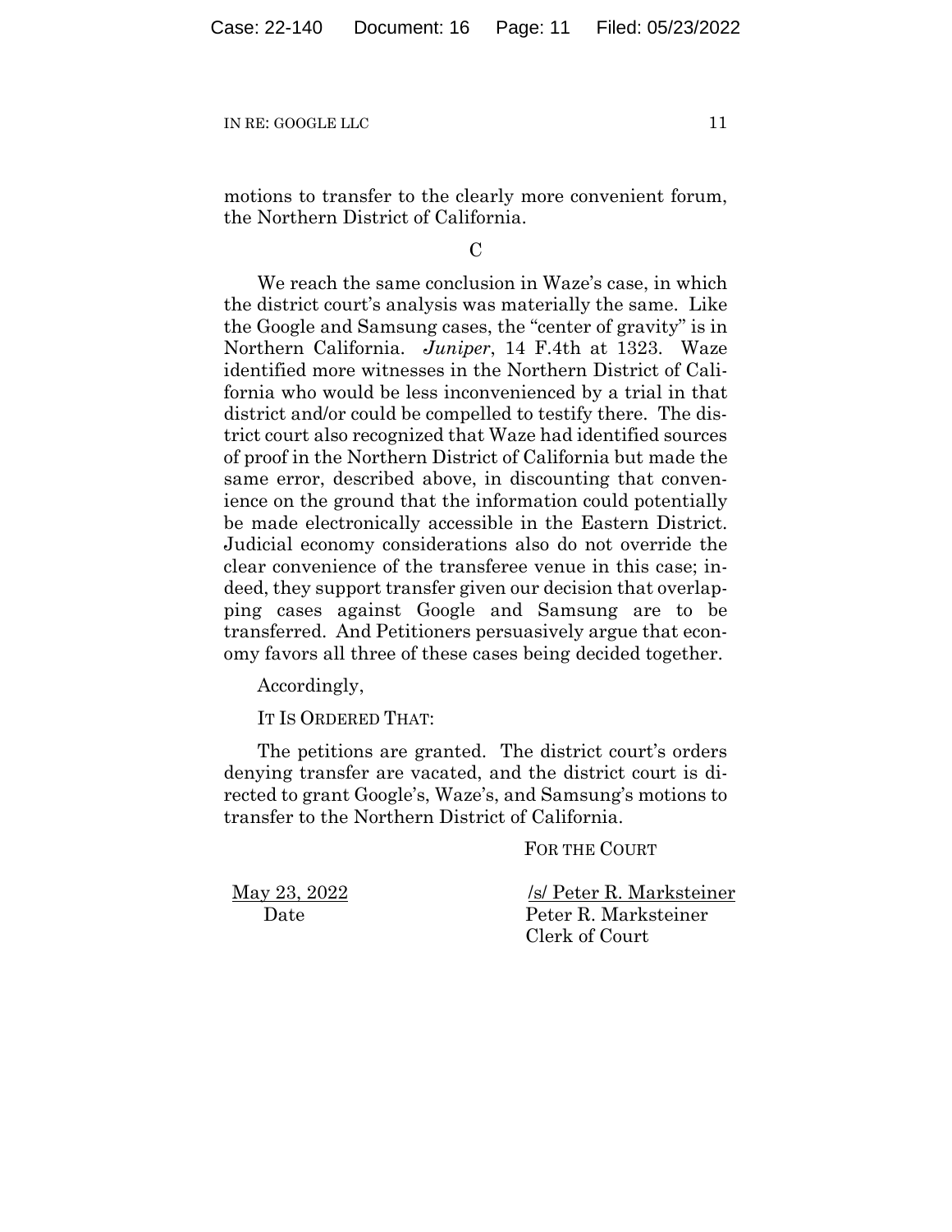motions to transfer to the clearly more convenient forum, the Northern District of California.

C

We reach the same conclusion in Waze's case, in which the district court's analysis was materially the same. Like the Google and Samsung cases, the "center of gravity" is in Northern California. *Juniper*, 14 F.4th at 1323. Waze identified more witnesses in the Northern District of California who would be less inconvenienced by a trial in that district and/or could be compelled to testify there. The district court also recognized that Waze had identified sources of proof in the Northern District of California but made the same error, described above, in discounting that convenience on the ground that the information could potentially be made electronically accessible in the Eastern District. Judicial economy considerations also do not override the clear convenience of the transferee venue in this case; indeed, they support transfer given our decision that overlapping cases against Google and Samsung are to be transferred. And Petitioners persuasively argue that economy favors all three of these cases being decided together.

Accordingly,

IT IS ORDERED THAT:

The petitions are granted. The district court's orders denying transfer are vacated, and the district court is directed to grant Google's, Waze's, and Samsung's motions to transfer to the Northern District of California.

FOR THE COURT

May 23, 2022
Date

/s/ Peter R. Marksteiner
Peter R. Marksteiner
Clerk of Court